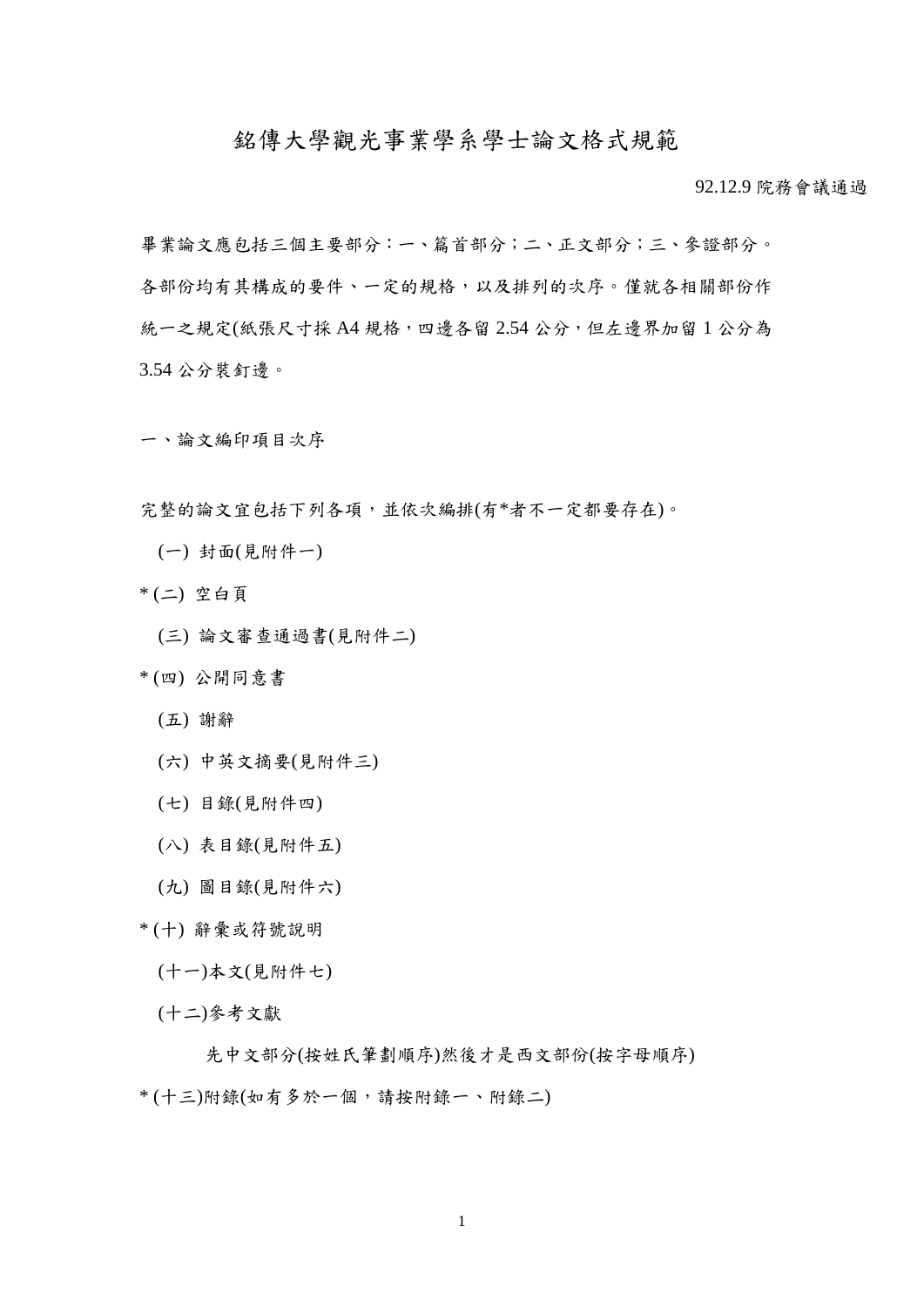# 銘傳大學觀光事業學系學士論文格式規範

92.12.9 院務會議通過

畢業論文應包括三個主要部分：一、篇首部分；二、正文部分；三、參證部分。各部份均有其構成的要件、一定的規格，以及排列的次序。僅就各相關部份作統一之規定(紙張尺寸採 A4 規格，四邊各留 2.54 公分，但左邊界加留 1 公分為 3.54 公分裝釘邊。

## 一、論文編印項目次序

完整的論文宜包括下列各項，並依次編排(有*者不一定都要存在)。

(一) 封面(見附件一)

* (二) 空白頁

(三) 論文審查通過書(見附件二)

* (四) 公開同意書

(五) 謝辭

(六) 中英文摘要(見附件三)

(七) 目錄(見附件四)

(八) 表目錄(見附件五)

(九) 圖目錄(見附件六)

* (十) 辭彙或符號說明

(十一)本文(見附件七)

(十二)參考文獻

先中文部分(按姓氏筆劃順序)然後才是西文部份(按字母順序)

* (十三)附錄(如有多於一個，請按附錄一、附錄二)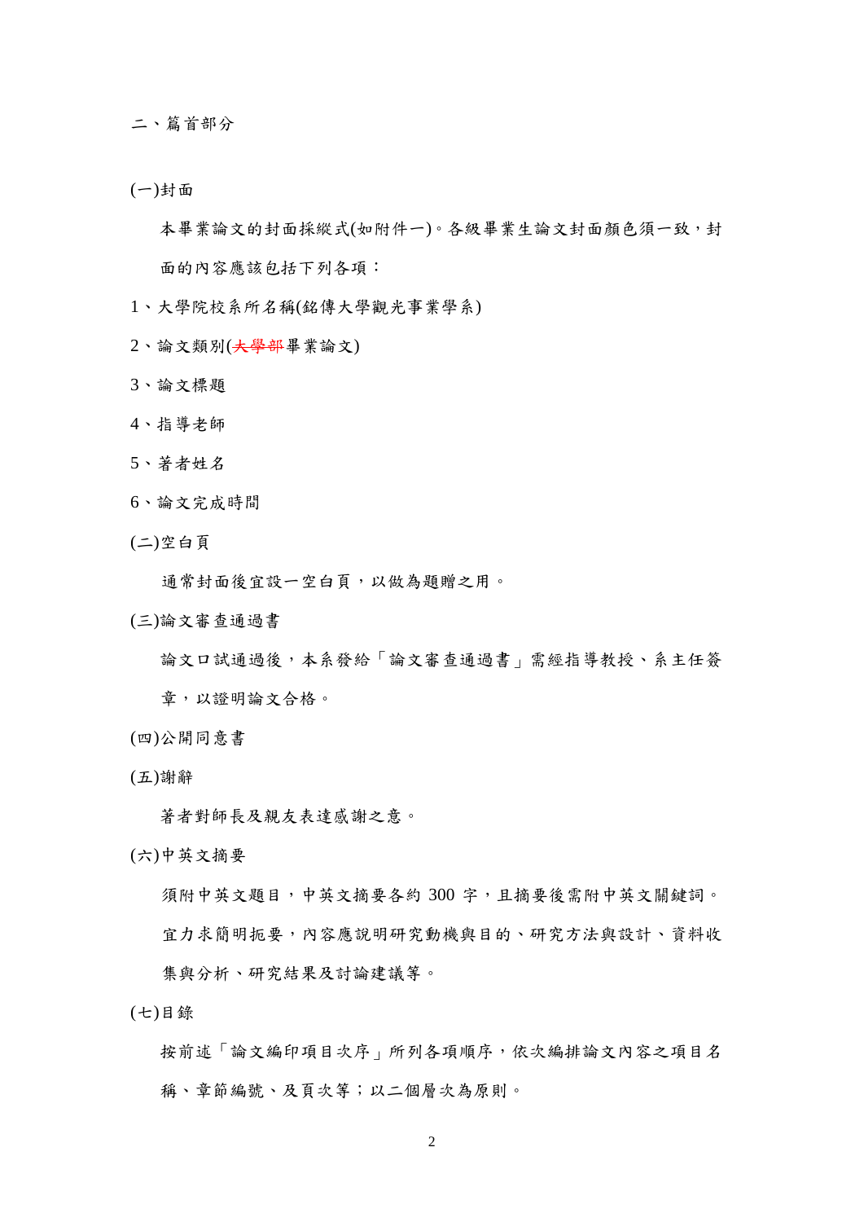二、篇首部分

(一)封面

本畢業論文的封面採縱式(如附件一)。各級畢業生論文封面顏色須一致，封面的內容應該包括下列各項：

1、大學院校系所名稱(銘傳大學觀光事業學系)

2、論文類別(~~大學部~~畢業論文)

3、論文標題

4、指導老師

5、著者姓名

6、論文完成時間

(二)空白頁

通常封面後宜設一空白頁，以做為題贈之用。

(三)論文審查通過書

論文口試通過後，本系發給「論文審查通過書」需經指導教授、系主任簽章，以證明論文合格。

(四)公開同意書

(五)謝辭

著者對師長及親友表達感謝之意。

(六)中英文摘要

須附中英文題目，中英文摘要各約 300 字，且摘要後需附中英文關鍵詞。宜力求簡明扼要，內容應說明研究動機與目的、研究方法與設計、資料收集與分析、研究結果及討論建議等。

(七)目錄

按前述「論文編印項目次序」所列各項順序，依次編排論文內容之項目名稱、章節編號、及頁次等；以二個層次為原則。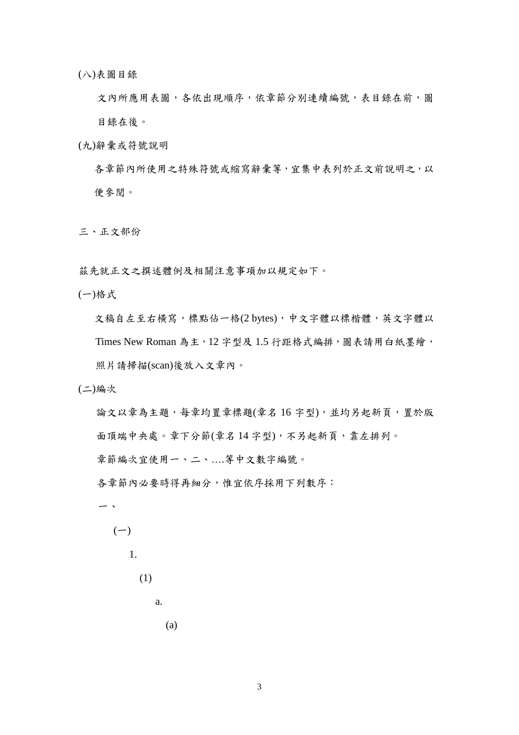(八)表圖目錄

文內所應用表圖，各依出現順序，依章節分別連續編號，表目錄在前，圖目錄在後。

(九)辭彙或符號說明

各章節內所使用之特殊符號或縮寫辭彙等，宜集中表列於正文前說明之，以便參閱。

三、正文部份

茲先就正文之撰述體例及相關注意事項加以規定如下。

(一)格式

文稿自左至右橫寫，標點佔一格(2 bytes)，中文字體以標楷體，英文字體以 Times New Roman 為主，12 字型及 1.5 行距格式編排，圖表請用白紙墨繪，照片請掃描(scan)後放入文章內。

(二)編次

論文以章為主題，每章均置章標題(章名 16 字型)，並均另起新頁，置於版面頂端中央處。章下分節(章名 14 字型)，不另起新頁，靠左排列。

章節編次宜使用一、二、….等中文數字編號。

各章節內必要時得再細分，惟宜依序採用下列數序：

一、

(一)

1.

(1)

a.

(a)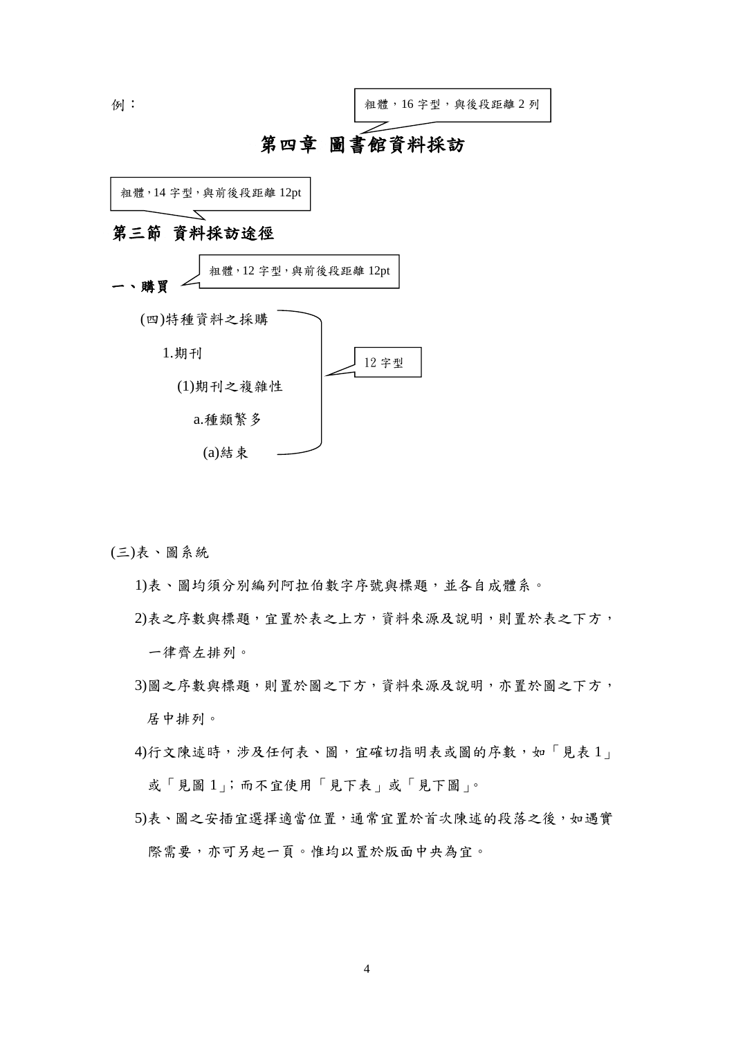例：

粗體，16 字型，與後段距離 2 列

# 第四章 圖書館資料採訪

粗體，14 字型，與前後段距離 12pt

## 第三節 資料採訪途徑

粗體，12 字型，與前後段距離 12pt

### 一、購買

(四)特種資料之採購

1.期刊

(1)期刊之複雜性

a.種類繁多

(a)結束

12 字型

(三)表、圖系統

1)表、圖均須分別編列阿拉伯數字序號與標題，並各自成體系。

2)表之序數與標題，宜置於表之上方，資料來源及說明，則置於表之下方，一律齊左排列。

3)圖之序數與標題，則置於圖之下方，資料來源及說明，亦置於圖之下方，居中排列。

4)行文陳述時，涉及任何表、圖，宜確切指明表或圖的序數，如「見表 1」或「見圖 1」；而不宜使用「見下表」或「見下圖」。

5)表、圖之安插宜選擇適當位置，通常宜置於首次陳述的段落之後，如遇實際需要，亦可另起一頁。惟均以置於版面中央為宜。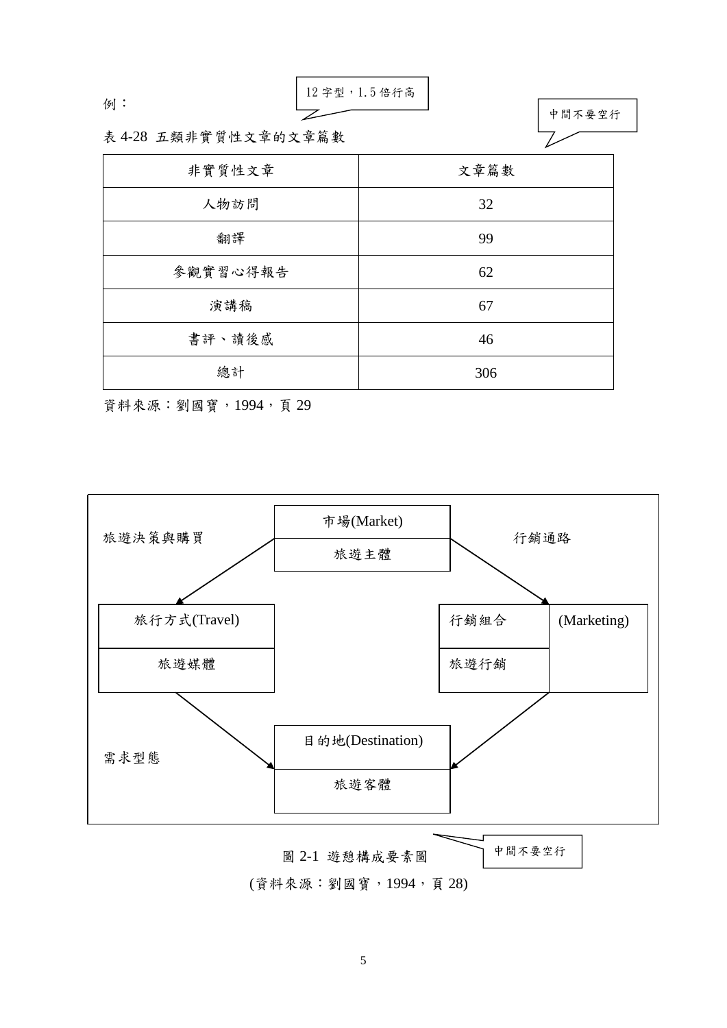例：

12 字型，1.5 倍行高

中間不要空行

表 4-28 五類非實質性文章的文章篇數

| 非實質性文章 | 文章篇數 |
|---|---|
| 人物訪問 | 32 |
| 翻譯 | 99 |
| 參觀實習心得報告 | 62 |
| 演講稿 | 67 |
| 書評、讀後感 | 46 |
| 總計 | 306 |

資料來源：劉國寶，1994，頁 29

旅遊決策與購買

市場(Market)

旅遊主體

行銷通路

旅行方式(Travel)

旅遊媒體

行銷組合 (Marketing)

旅遊行銷

需求型態

目的地(Destination)

旅遊客體

圖 2-1 遊憩構成要素圖

中間不要空行

(資料來源：劉國寶，1994，頁 28)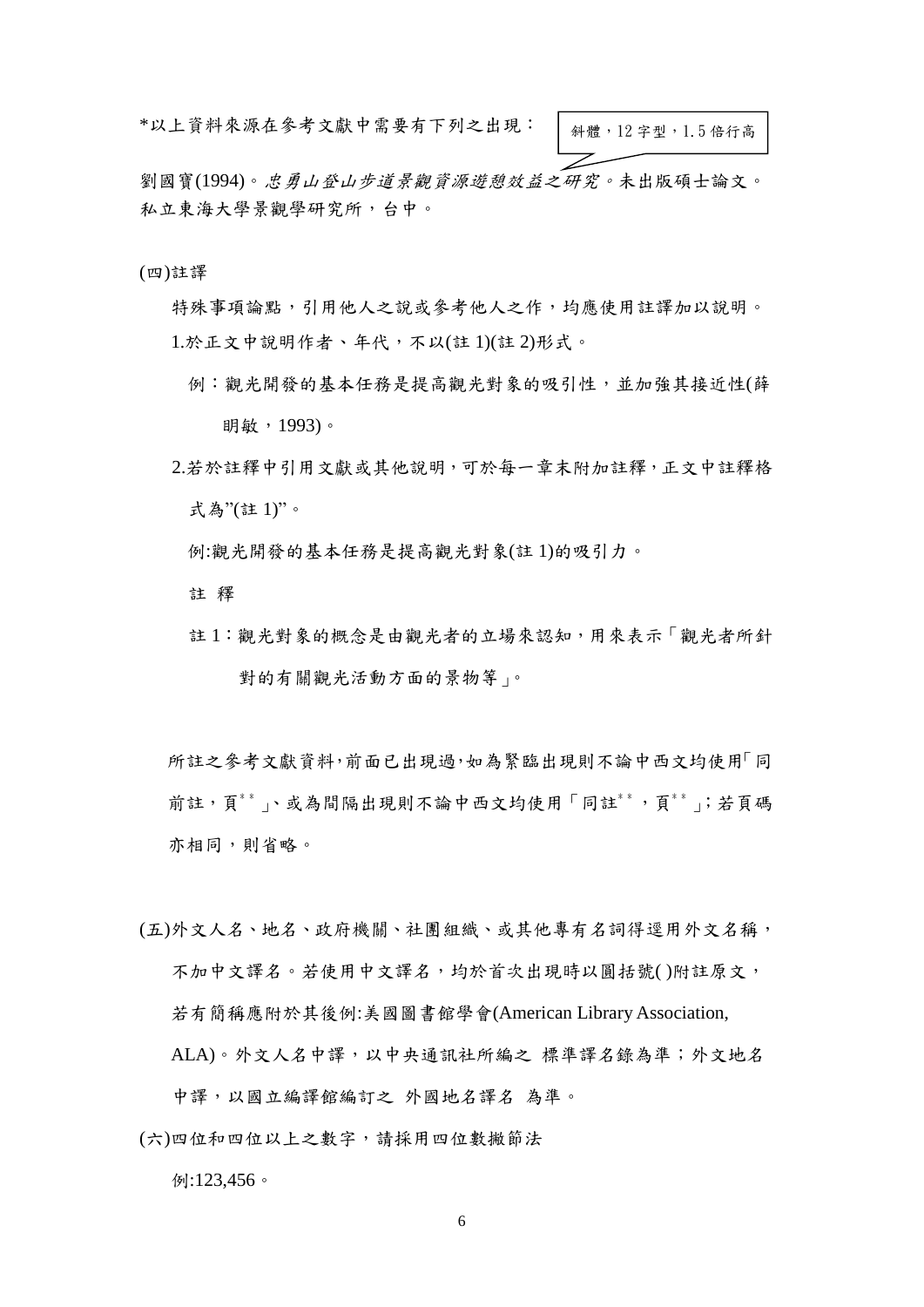*以上資料來源在參考文獻中需要有下列之出現：

斜體，12 字型，1.5 倍行高

劉國寶(1994)。*忠勇山登山步道景觀資源遊憩效益之研究*。未出版碩士論文。私立東海大學景觀學研究所，台中。

(四)註譯

特殊事項論點，引用他人之說或參考他人之作，均應使用註譯加以說明。

1.於正文中說明作者、年代，不以(註 1)(註 2)形式。

例：觀光開發的基本任務是提高觀光對象的吸引性，並加強其接近性(薛明敏，1993)。

2.若於註釋中引用文獻或其他說明，可於每一章末附加註釋，正文中註釋格式為"(註 1)"。

例:觀光開發的基本任務是提高觀光對象(註 1)的吸引力。

註 釋

註 1：觀光對象的概念是由觀光者的立場來認知，用來表示「觀光者所針對的有關觀光活動方面的景物等」。

所註之參考文獻資料,前面已出現過,如為緊臨出現則不論中西文均使用「同前註，頁**」、或為間隔出現則不論中西文均使用「同註**，頁**」；若頁碼亦相同，則省略。

(五)外文人名、地名、政府機關、社團組織、或其他專有名詞得逕用外文名稱，不加中文譯名。若使用中文譯名，均於首次出現時以圓括號( )附註原文，若有簡稱應附於其後例:美國圖書館學會(American Library Association, ALA)。外文人名中譯，以中央通訊社所編之 標準譯名錄為準；外文地名中譯，以國立編譯館編訂之 外國地名譯名 為準。

(六)四位和四位以上之數字，請採用四位數撇節法

例:123,456。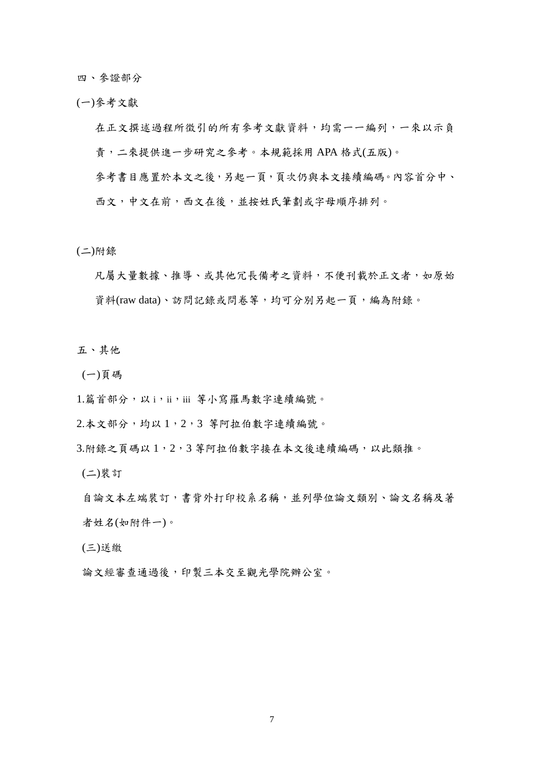## 四、參證部分

### (一)參考文獻

在正文撰述過程所徵引的所有參考文獻資料，均需一一編列，一來以示負責，二來提供進一步研究之參考。本規範採用 APA 格式(五版)。

參考書目應置於本文之後，另起一頁，頁次仍與本文接續編碼。內容首分中、西文，中文在前，西文在後，並按姓氏筆劃或字母順序排列。

### (二)附錄

凡屬大量數據、推導、或其他冗長備考之資料，不便刊載於正文者，如原始資料(raw data)、訪問記錄或問卷等，均可分別另起一頁，編為附錄。

## 五、其他

### (一)頁碼

1.篇首部分，以 i，ii，iii 等小寫羅馬數字連續編號。

2.本文部分，均以 1，2，3 等阿拉伯數字連續編號。

3.附錄之頁碼以 1，2，3 等阿拉伯數字接在本文後連續編碼，以此類推。

### (二)裝訂

自論文本左端裝訂，書背外打印校系名稱，並列學位論文類別、論文名稱及著者姓名(如附件一)。

### (三)送繳

論文經審查通過後，印製三本交至觀光學院辦公室。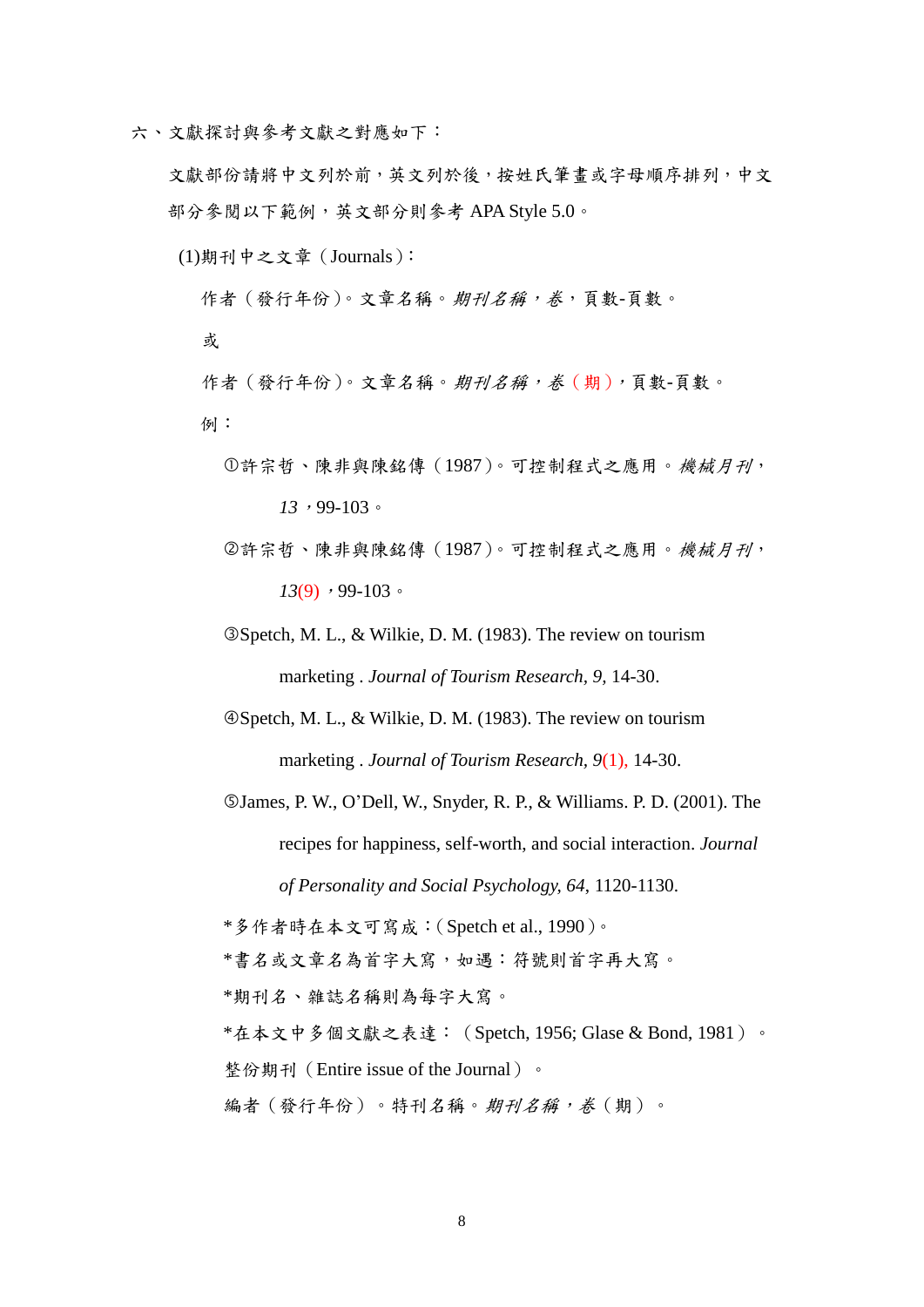六、文獻探討與參考文獻之對應如下：

文獻部份請將中文列於前，英文列於後，按姓氏筆畫或字母順序排列，中文部分參閱以下範例，英文部分則參考 APA Style 5.0。

(1)期刊中之文章（Journals）：

作者（發行年份）。文章名稱。*期刊名稱，卷*，頁數-頁數。

或

作者（發行年份）。文章名稱。*期刊名稱，卷*（期），頁數-頁數。

例：

①許宗哲、陳非與陳銘傳（1987）。可控制程式之應用。*機械月刊，13*，99-103。

②許宗哲、陳非與陳銘傳（1987）。可控制程式之應用。*機械月刊，13*(9)，99-103。

③Spetch, M. L., & Wilkie, D. M. (1983). The review on tourism marketing . *Journal of Tourism Research, 9*, 14-30.

④Spetch, M. L., & Wilkie, D. M. (1983). The review on tourism marketing . *Journal of Tourism Research, 9*(1), 14-30.

⑤James, P. W., O'Dell, W., Snyder, R. P., & Williams. P. D. (2001). The recipes for happiness, self-worth, and social interaction. *Journal of Personality and Social Psychology, 64*, 1120-1130.

*多作者時在本文可寫成：( Spetch et al., 1990 )。

*書名或文章名為首字大寫，如遇：符號則首字再大寫。

*期刊名、雜誌名稱則為每字大寫。

*在本文中多個文獻之表達：（Spetch, 1956; Glase & Bond, 1981）。

整份期刊（Entire issue of the Journal）。

編者（發行年份）。特刊名稱。*期刊名稱，卷*（期）。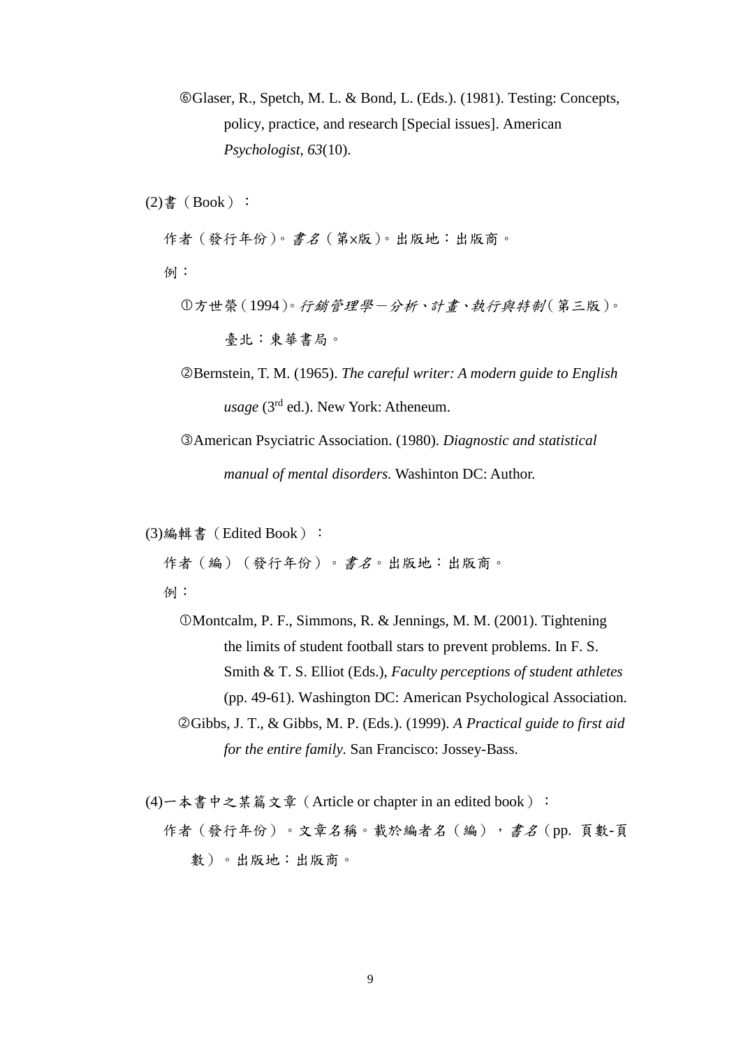⑥Glaser, R., Spetch, M. L. & Bond, L. (Eds.). (1981). Testing: Concepts, policy, practice, and research [Special issues]. American *Psychologist*, *63*(10).

(2)書（Book）：

作者（發行年份）。*書名*（第×版）。出版地：出版商。

例：

①方世榮（1994）。*行銷管理學－分析、計畫、執行與特制*（第三版）。臺北：東華書局。

②Bernstein, T. M. (1965). *The careful writer: A modern guide to English usage* (3rd ed.). New York: Atheneum.

③American Psyciatric Association. (1980). *Diagnostic and statistical manual of mental disorders.* Washinton DC: Author.

(3)編輯書（Edited Book）：

作者（編）（發行年份）。*書名*。出版地：出版商。

例：

①Montcalm, P. F., Simmons, R. & Jennings, M. M. (2001). Tightening the limits of student football stars to prevent problems. In F. S. Smith & T. S. Elliot (Eds.), *Faculty perceptions of student athletes* (pp. 49-61). Washington DC: American Psychological Association.

②Gibbs, J. T., & Gibbs, M. P. (Eds.). (1999). *A Practical guide to first aid for the entire family.* San Francisco: Jossey-Bass.

(4)一本書中之某篇文章（Article or chapter in an edited book）：

作者（發行年份）。文章名稱。載於編者名（編），*書名*（pp. 頁數-頁數）。出版地：出版商。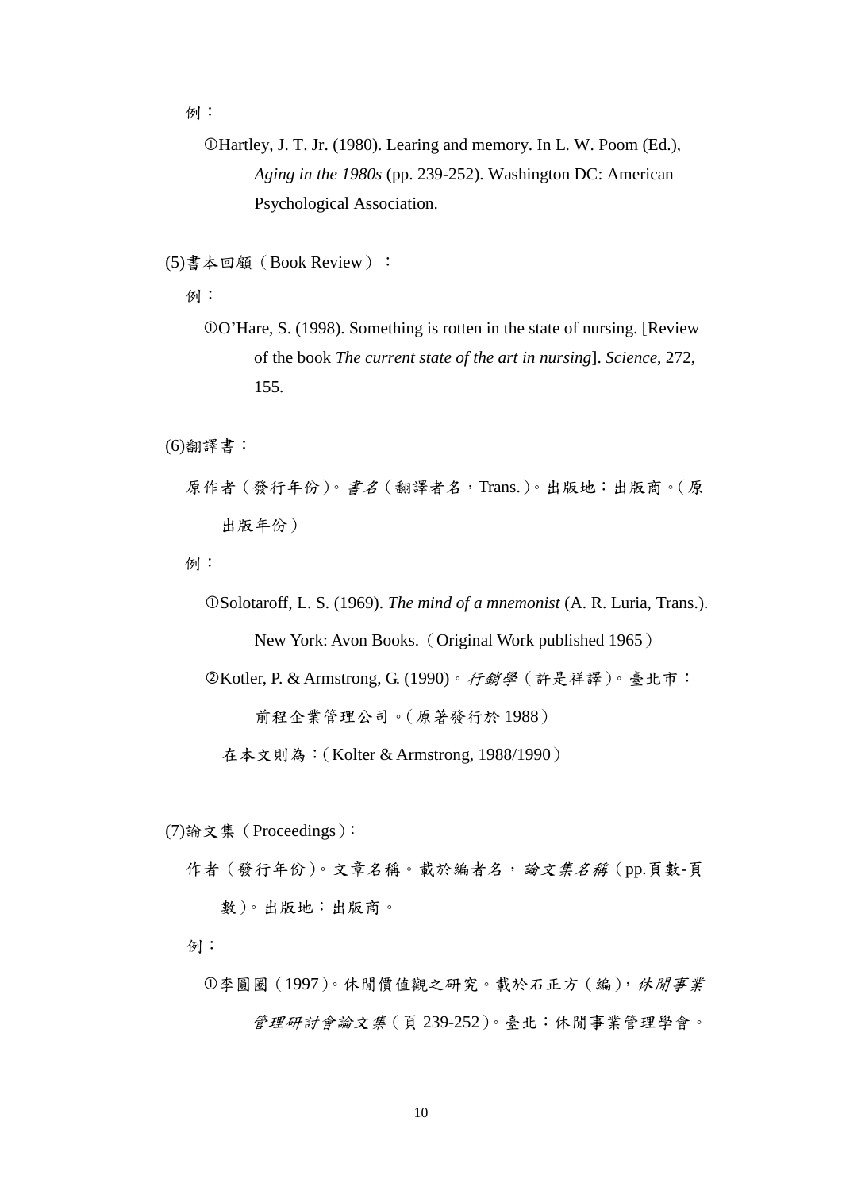例：

①Hartley, J. T. Jr. (1980). Learing and memory. In L. W. Poom (Ed.), *Aging in the 1980s* (pp. 239-252). Washington DC: American Psychological Association.

(5)書本回顧（Book Review）：

例：

①O'Hare, S. (1998). Something is rotten in the state of nursing. [Review of the book *The current state of the art in nursing*]. *Science*, 272, 155.

(6)翻譯書：

原作者（發行年份）。*書名*（翻譯者名，Trans.）。出版地：出版商。（原出版年份）

例：

①Solotaroff, L. S. (1969). *The mind of a mnemonist* (A. R. Luria, Trans.). New York: Avon Books.（Original Work published 1965）

②Kotler, P. & Armstrong, G. (1990)。*行銷學*（許是祥譯）。臺北市：前程企業管理公司。（原著發行於 1988）

在本文則為：（Kolter & Armstrong, 1988/1990）

(7)論文集（Proceedings）：

作者（發行年份）。文章名稱。載於編者名，*論文集名稱*（pp.頁數-頁數）。出版地：出版商。

例：

①李圓圈（1997）。休閒價值觀之研究。載於石正方（編），*休閒事業管理研討會論文集*（頁 239-252）。臺北：休閒事業管理學會。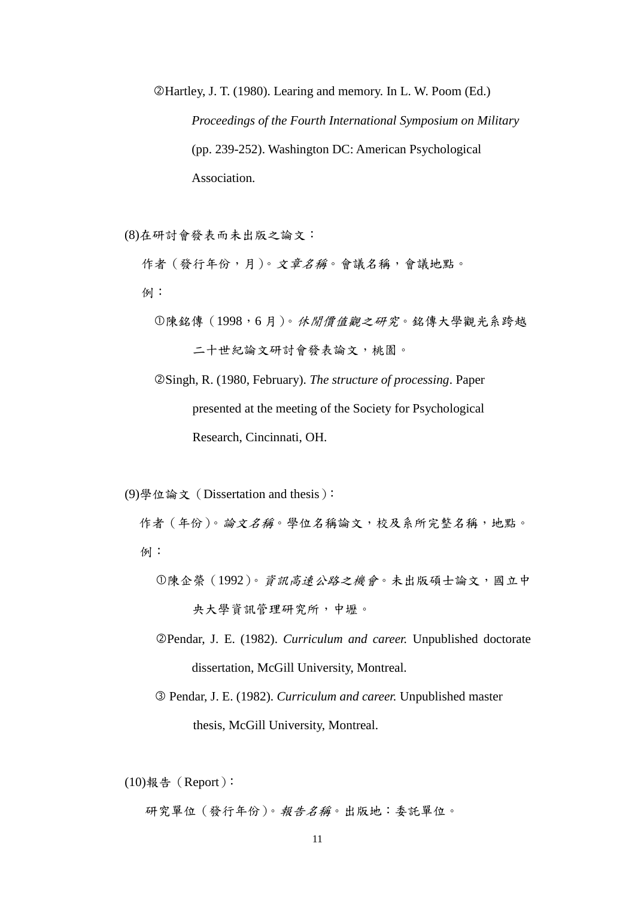②Hartley, J. T. (1980). Learing and memory. In L. W. Poom (Ed.) *Proceedings of the Fourth International Symposium on Military* (pp. 239-252). Washington DC: American Psychological Association.

(8)在研討會發表而未出版之論文：

作者（發行年份，月）。*文章名稱*。會議名稱，會議地點。

例：

①陳銘傳（1998，6 月）。*休閒價值觀之研究*。銘傳大學觀光系跨越二十世紀論文研討會發表論文，桃園。

②Singh, R. (1980, February). *The structure of processing*. Paper presented at the meeting of the Society for Psychological Research, Cincinnati, OH.

(9)學位論文（Dissertation and thesis）：

作者（年份）。*論文名稱*。學位名稱論文，校及系所完整名稱，地點。

例：

①陳企榮（1992）。*資訊高速公路之機會*。未出版碩士論文，國立中央大學資訊管理研究所，中壢。

②Pendar, J. E. (1982). *Curriculum and career.* Unpublished doctorate dissertation, McGill University, Montreal.

③ Pendar, J. E. (1982). *Curriculum and career.* Unpublished master thesis, McGill University, Montreal.

(10)報告（Report）：

研究單位（發行年份）。*報告名稱*。出版地：委託單位。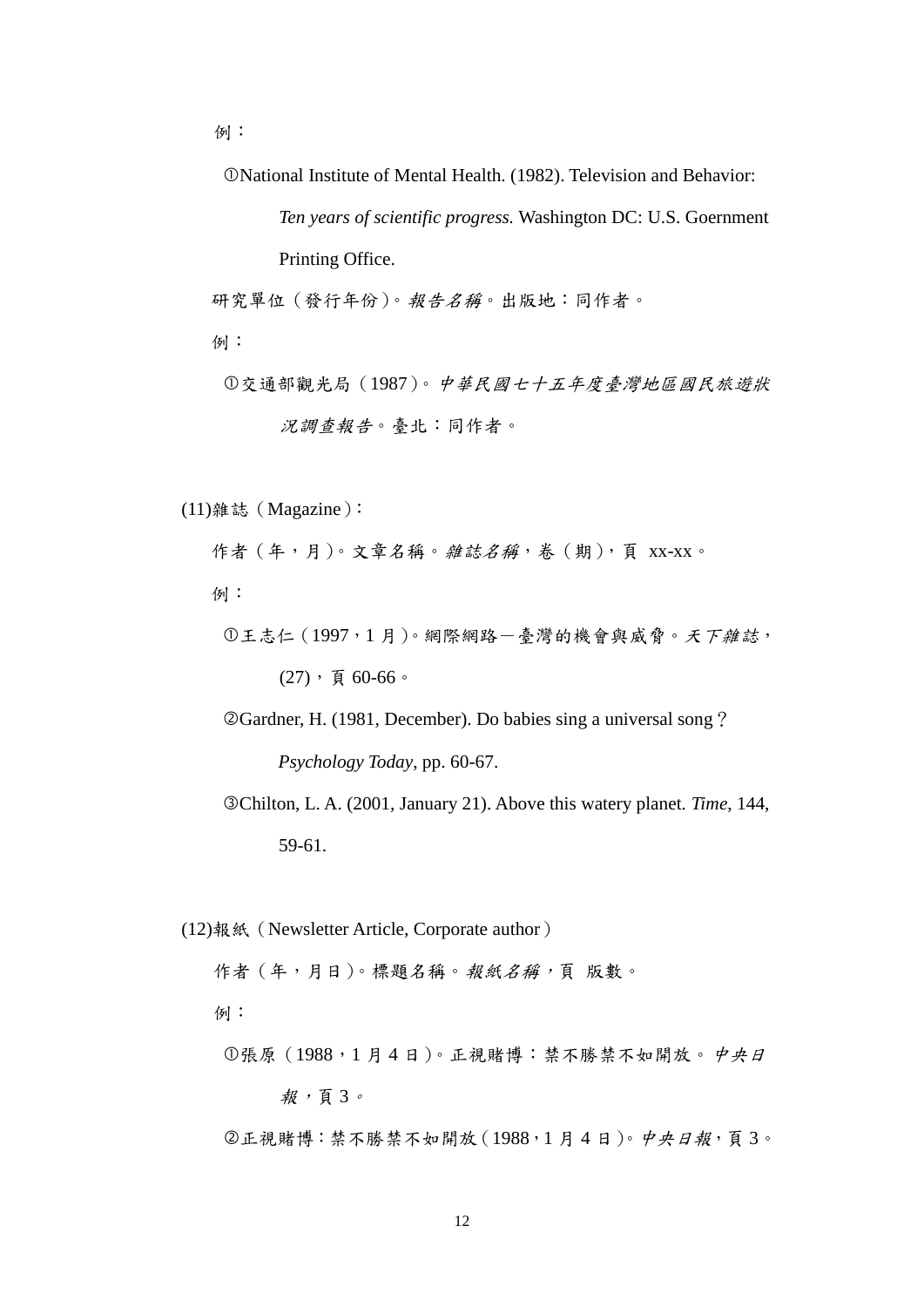例：

①National Institute of Mental Health. (1982). Television and Behavior: *Ten years of scientific progress.* Washington DC: U.S. Goernment Printing Office.

研究單位（發行年份）。*報告名稱*。出版地：同作者。

例：

①交通部觀光局（1987）。*中華民國七十五年度臺灣地區國民旅遊狀況調查報告*。臺北：同作者。

(11)雜誌（Magazine）：

作者（年，月）。文章名稱。*雜誌名稱*，卷（期），頁 xx-xx。

例：

①王志仁（1997，1 月）。網際網路－臺灣的機會與威脅。*天下雜誌*，(27)，頁 60-66。

②Gardner, H. (1981, December). Do babies sing a universal song？ *Psychology Today*, pp. 60-67.

③Chilton, L. A. (2001, January 21). Above this watery planet. *Time*, 144, 59-61.

(12)報紙（Newsletter Article, Corporate author）

作者（年，月日）。標題名稱。*報紙名稱*，頁 版數。

例：

①張原（1988，1 月 4 日）。正視賭博：禁不勝禁不如開放。*中央日報*，頁 3。

②正視賭博：禁不勝禁不如開放（1988，1 月 4 日）。*中央日報*，頁 3。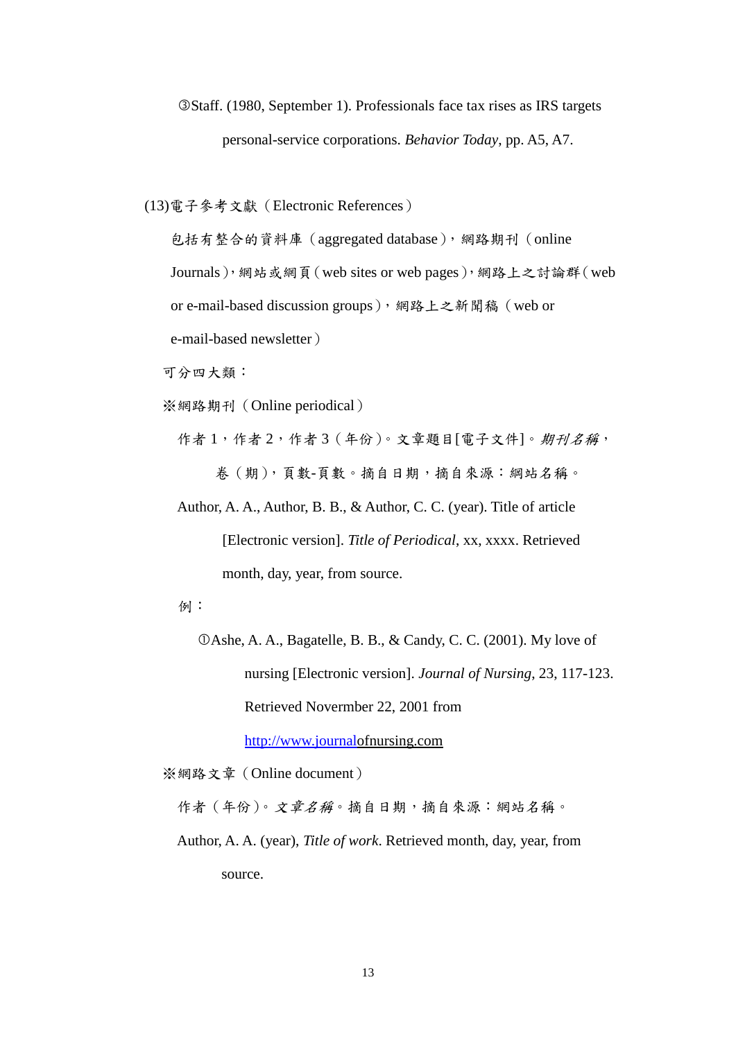③Staff. (1980, September 1). Professionals face tax rises as IRS targets personal-service corporations. *Behavior Today*, pp. A5, A7.

(13)電子參考文獻（Electronic References）

包括有整合的資料庫（aggregated database），網路期刊（online Journals），網站或網頁（web sites or web pages），網路上之討論群（web or e-mail-based discussion groups），網路上之新聞稿（web or e-mail-based newsletter）

可分四大類：

※網路期刊（Online periodical）

作者 1，作者 2，作者 3（年份）。文章題目[電子文件]。*期刊名稱*，卷（期），頁數-頁數。摘自日期，摘自來源：網站名稱。

Author, A. A., Author, B. B., & Author, C. C. (year). Title of article [Electronic version]. *Title of Periodical*, xx, xxxx. Retrieved month, day, year, from source.

例：

①Ashe, A. A., Bagatelle, B. B., & Candy, C. C. (2001). My love of nursing [Electronic version]. *Journal of Nursing*, 23, 117-123. Retrieved Novermber 22, 2001 from http://www.journalofnursing.com

※網路文章（Online document）

作者（年份）。*文章名稱*。摘自日期，摘自來源：網站名稱。

Author, A. A. (year), *Title of work*. Retrieved month, day, year, from source.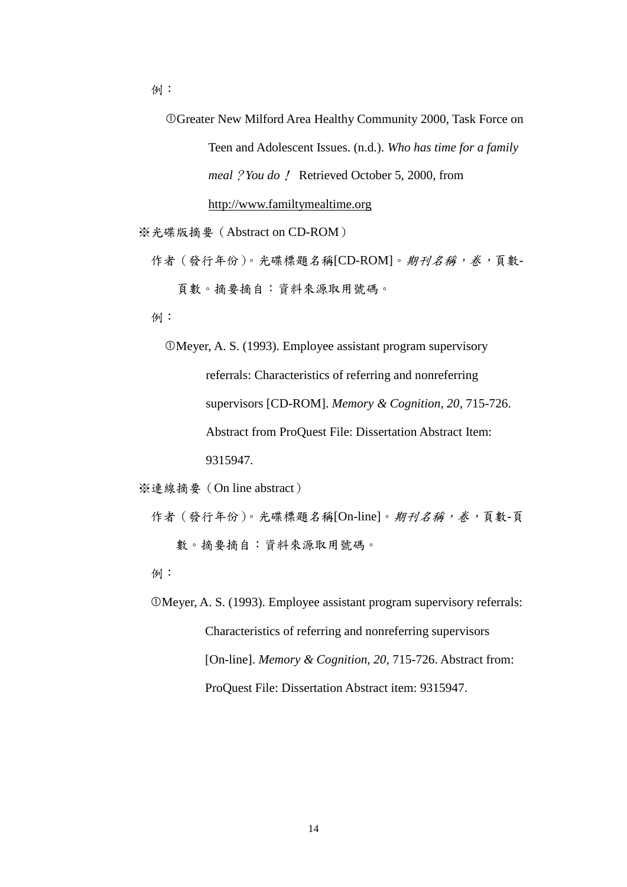例：

①Greater New Milford Area Healthy Community 2000, Task Force on Teen and Adolescent Issues. (n.d.). *Who has time for a family meal？You do！* Retrieved October 5, 2000, from http://www.familtymealtime.org

※光碟版摘要（Abstract on CD-ROM）

作者（發行年份）。光碟標題名稱[CD-ROM]。*期刊名稱，卷*，頁數-頁數。摘要摘自：資料來源取用號碼。

例：

①Meyer, A. S. (1993). Employee assistant program supervisory referrals: Characteristics of referring and nonreferring supervisors [CD-ROM]. *Memory & Cognition, 20*, 715-726. Abstract from ProQuest File: Dissertation Abstract Item: 9315947.

※連線摘要（On line abstract）

作者（發行年份）。光碟標題名稱[On-line]。*期刊名稱，卷*，頁數-頁數。摘要摘自：資料來源取用號碼。

例：

①Meyer, A. S. (1993). Employee assistant program supervisory referrals: Characteristics of referring and nonreferring supervisors [On-line]. *Memory & Cognition, 20*, 715-726. Abstract from: ProQuest File: Dissertation Abstract item: 9315947.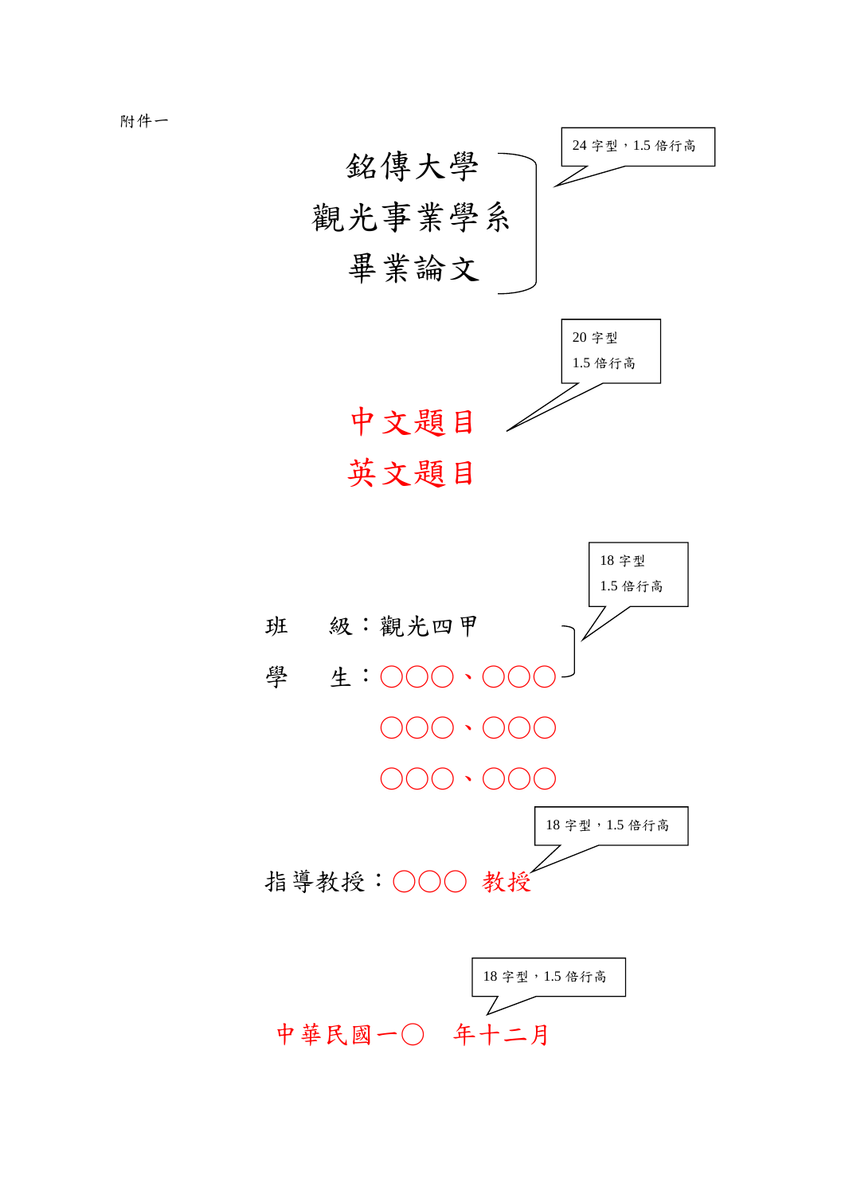附件一

銘傳大學

觀光事業學系

畢業論文

24 字型，1.5 倍行高

20 字型

1.5 倍行高

中文題目

英文題目

18 字型

1.5 倍行高

班　　級：觀光四甲

學　　生：〇〇〇、〇〇〇

〇〇〇、〇〇〇

〇〇〇、〇〇〇

18 字型，1.5 倍行高

指導教授：〇〇〇 教授

18 字型，1.5 倍行高

中華民國一〇　年十二月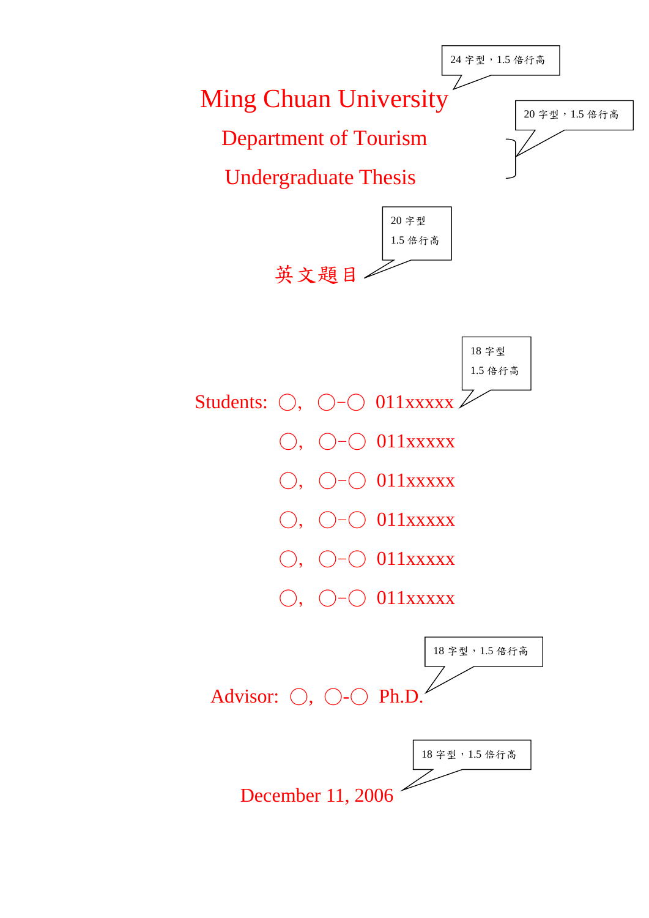24 字型，1.5 倍行高

# Ming Chuan University

20 字型，1.5 倍行高

## Department of Tourism

## Undergraduate Thesis

20 字型
1.5 倍行高

## 英文題目

18 字型
1.5 倍行高

Students: ○, ○-○ 011xxxxx

○, ○-○ 011xxxxx

○, ○-○ 011xxxxx

○, ○-○ 011xxxxx

○, ○-○ 011xxxxx

○, ○-○ 011xxxxx

18 字型，1.5 倍行高

Advisor: ○, ○-○ Ph.D.

18 字型，1.5 倍行高

December 11, 2006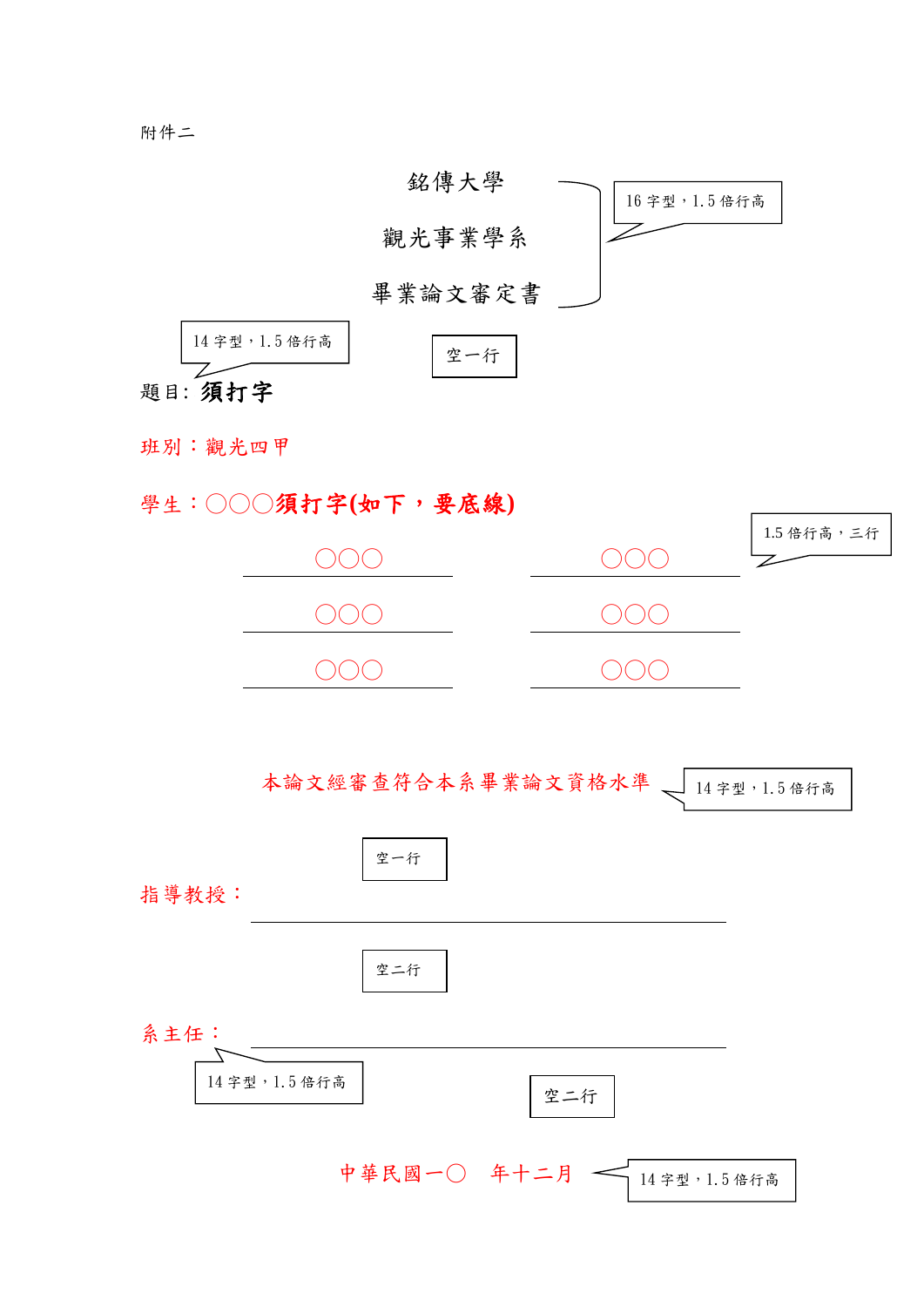附件二

銘傳大學

觀光事業學系

畢業論文審定書

16 字型，1.5 倍行高

14 字型，1.5 倍行高

空一行

題目: **須打字**

班別：觀光四甲

學生：〇〇〇**須打字(如下，要底線)**

1.5 倍行高，三行

| 〇〇〇 | 〇〇〇 |
|---|---|
| 〇〇〇 | 〇〇〇 |
| 〇〇〇 | 〇〇〇 |

本論文經審查符合本系畢業論文資格水準

14 字型，1.5 倍行高

空一行

指導教授：＿＿＿＿＿＿＿＿＿＿＿＿＿＿＿＿

空二行

系主任：＿＿＿＿＿＿＿＿＿＿＿＿＿＿＿＿

14 字型，1.5 倍行高

空二行

中華民國一〇　年十二月

14 字型，1.5 倍行高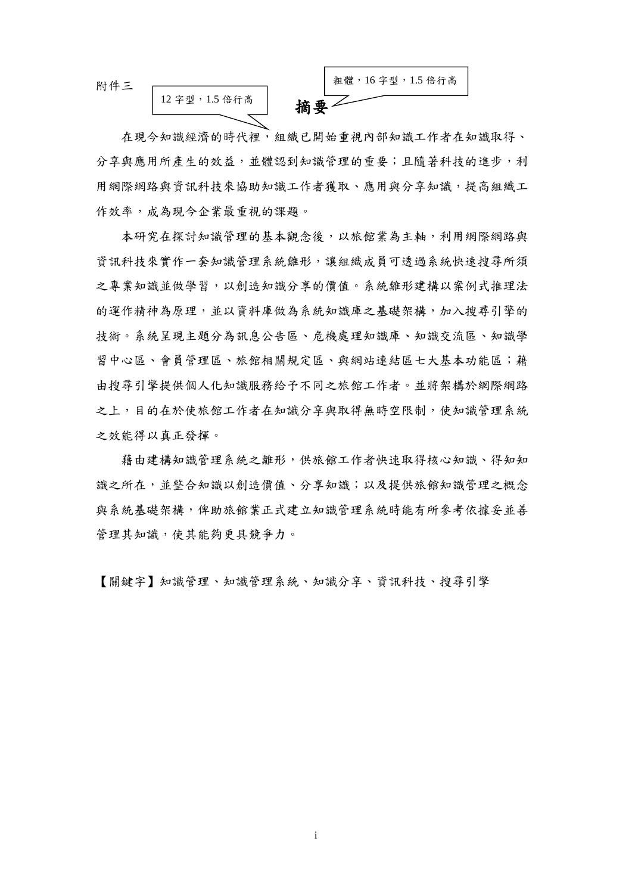附件三

12 字型，1.5 倍行高

粗體，16 字型，1.5 倍行高

# 摘要

在現今知識經濟的時代裡，組織已開始重視內部知識工作者在知識取得、分享與應用所產生的效益，並體認到知識管理的重要；且隨著科技的進步，利用網際網路與資訊科技來協助知識工作者獲取、應用與分享知識，提高組織工作效率，成為現今企業最重視的課題。

本研究在探討知識管理的基本觀念後，以旅館業為主軸，利用網際網路與資訊科技來實作一套知識管理系統雛形，讓組織成員可透過系統快速搜尋所須之專業知識並做學習，以創造知識分享的價值。系統雛形建構以案例式推理法的運作精神為原理，並以資料庫做為系統知識庫之基礎架構，加入搜尋引擎的技術。系統呈現主題分為訊息公告區、危機處理知識庫、知識交流區、知識學習中心區、會員管理區、旅館相關規定區、與網站連結區七大基本功能區；藉由搜尋引擎提供個人化知識服務給予不同之旅館工作者。並將架構於網際網路之上，目的在於使旅館工作者在知識分享與取得無時空限制，使知識管理系統之效能得以真正發揮。

藉由建構知識管理系統之雛形，供旅館工作者快速取得核心知識、得知知識之所在，並整合知識以創造價值、分享知識；以及提供旅館知識管理之概念與系統基礎架構，俾助旅館業正式建立知識管理系統時能有所參考依據妥並善管理其知識，使其能夠更具競爭力。

【關鍵字】知識管理、知識管理系統、知識分享、資訊科技、搜尋引擎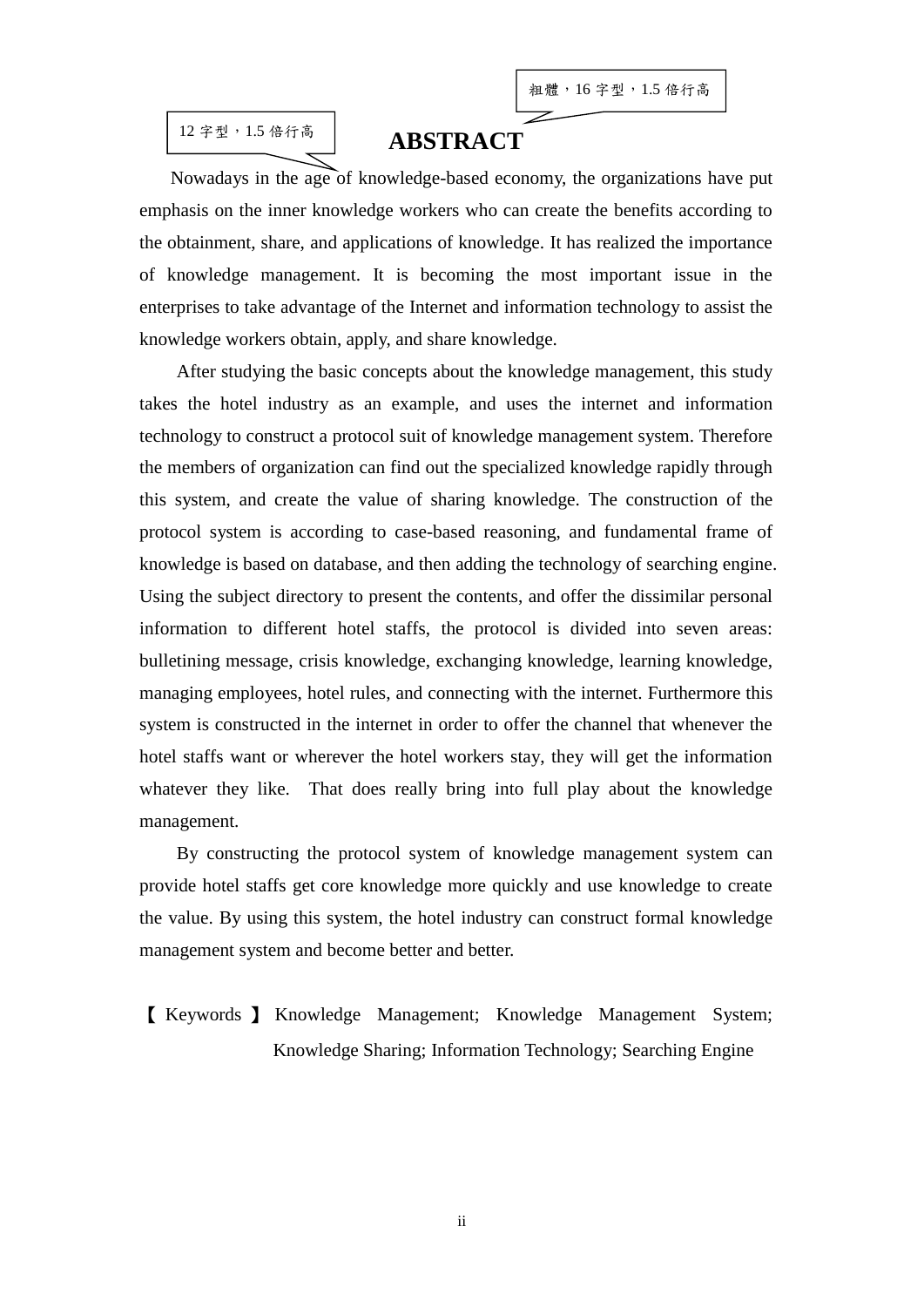粗體，16 字型，1.5 倍行高

12 字型，1.5 倍行高

# ABSTRACT

Nowadays in the age of knowledge-based economy, the organizations have put emphasis on the inner knowledge workers who can create the benefits according to the obtainment, share, and applications of knowledge. It has realized the importance of knowledge management. It is becoming the most important issue in the enterprises to take advantage of the Internet and information technology to assist the knowledge workers obtain, apply, and share knowledge.

After studying the basic concepts about the knowledge management, this study takes the hotel industry as an example, and uses the internet and information technology to construct a protocol suit of knowledge management system. Therefore the members of organization can find out the specialized knowledge rapidly through this system, and create the value of sharing knowledge. The construction of the protocol system is according to case-based reasoning, and fundamental frame of knowledge is based on database, and then adding the technology of searching engine. Using the subject directory to present the contents, and offer the dissimilar personal information to different hotel staffs, the protocol is divided into seven areas: bulletining message, crisis knowledge, exchanging knowledge, learning knowledge, managing employees, hotel rules, and connecting with the internet. Furthermore this system is constructed in the internet in order to offer the channel that whenever the hotel staffs want or wherever the hotel workers stay, they will get the information whatever they like. That does really bring into full play about the knowledge management.

By constructing the protocol system of knowledge management system can provide hotel staffs get core knowledge more quickly and use knowledge to create the value. By using this system, the hotel industry can construct formal knowledge management system and become better and better.

【Keywords】Knowledge Management; Knowledge Management System; Knowledge Sharing; Information Technology; Searching Engine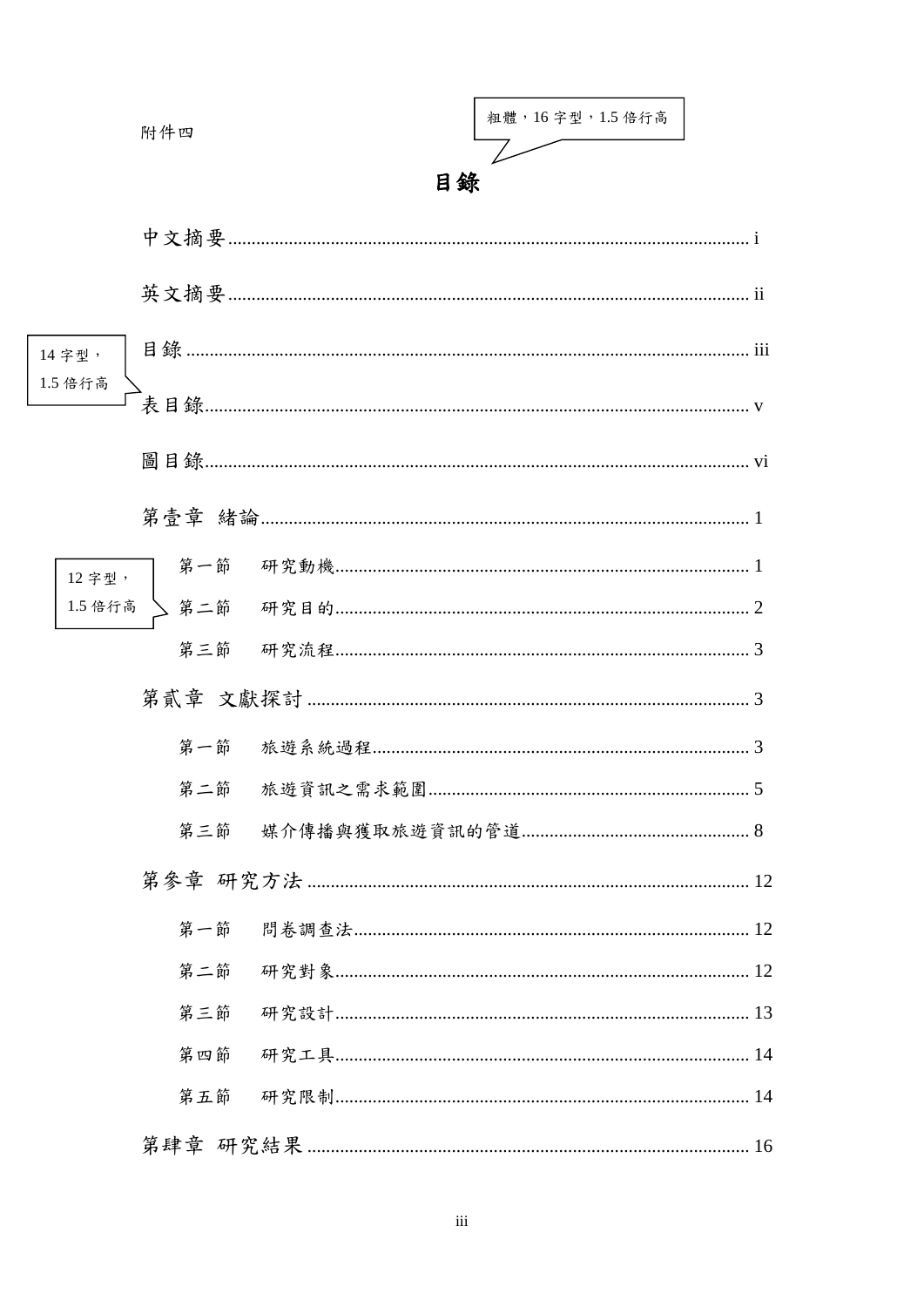附件四

粗體，16 字型，1.5 倍行高

# 目錄

14 字型，1.5 倍行高

12 字型，1.5 倍行高

中文摘要........................................ i

英文摘要........................................ ii

目錄........................................ iii

表目錄........................................ v

圖目錄........................................ vi

第壹章 緒論........................................ 1

　　第一節　研究動機........................................ 1

　　第二節　研究目的........................................ 2

　　第三節　研究流程........................................ 3

第貳章 文獻探討........................................ 3

　　第一節　旅遊系統過程........................................ 3

　　第二節　旅遊資訊之需求範圍........................................ 5

　　第三節　媒介傳播與獲取旅遊資訊的管道........................................ 8

第參章 研究方法........................................ 12

　　第一節　問卷調查法........................................ 12

　　第二節　研究對象........................................ 12

　　第三節　研究設計........................................ 13

　　第四節　研究工具........................................ 14

　　第五節　研究限制........................................ 14

第肆章 研究結果........................................ 16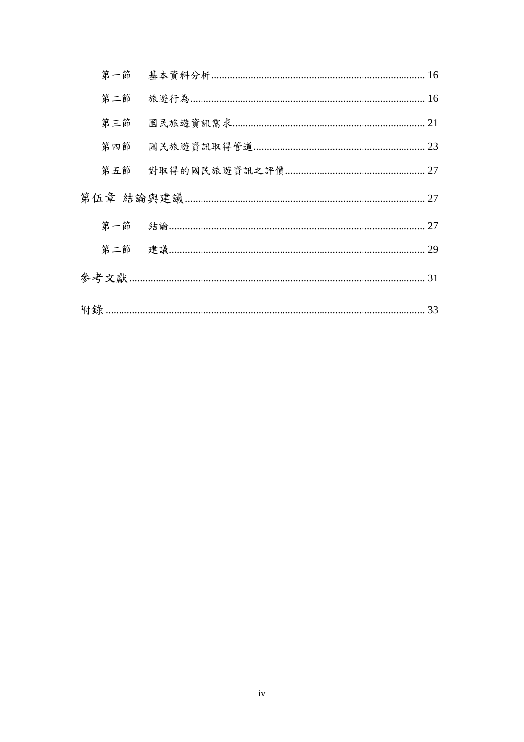第一節　基本資料分析................................................................................ 16

第二節　旅遊行為........................................................................................ 16

第三節　國民旅遊資訊需求........................................................................ 21

第四節　國民旅遊資訊取得管道................................................................ 23

第五節　對取得的國民旅遊資訊之評價.................................................... 27

第伍章 結論與建議.......................................................................................... 27

第一節　結論................................................................................................ 27

第二節　建議................................................................................................ 29

參考文獻.............................................................................................................. 31

附錄 ...................................................................................................................... 33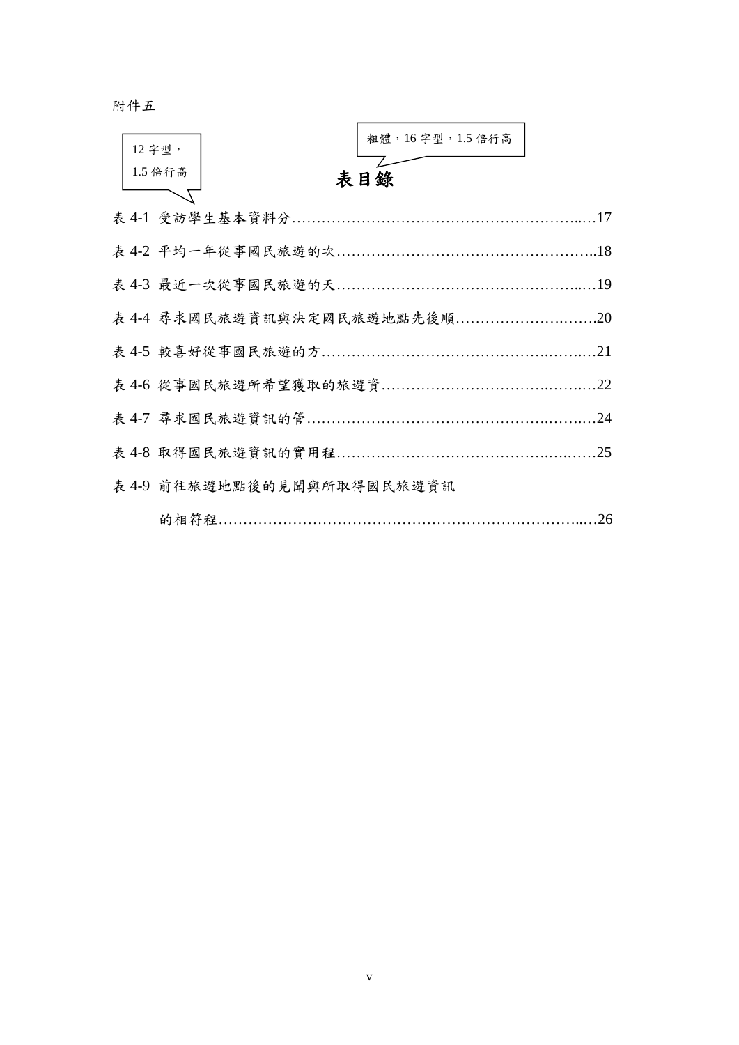附件五

12 字型，
1.5 倍行高

粗體，16 字型，1.5 倍行高

# 表目錄

表 4-1 受訪學生基本資料分………………………………………………...…17

表 4-2 平均一年從事國民旅遊的次……………………………………………..18

表 4-3 最近一次從事國民旅遊的天…………………………………………...…19

表 4-4 尋求國民旅遊資訊與決定國民旅遊地點先後順……………………..…….20

表 4-5 較喜好從事國民旅遊的方…………………………………….……..…21

表 4-6 從事國民旅遊所希望獲取的旅遊資……………………………..……..…22

表 4-7 尋求國民旅遊資訊的管…………………………………………..……..…24

表 4-8 取得國民旅遊資訊的實用程……………………………………..…..……25

表 4-9 前往旅遊地點後的見聞與所取得國民旅遊資訊

的相符程……………………………………………………………….....…26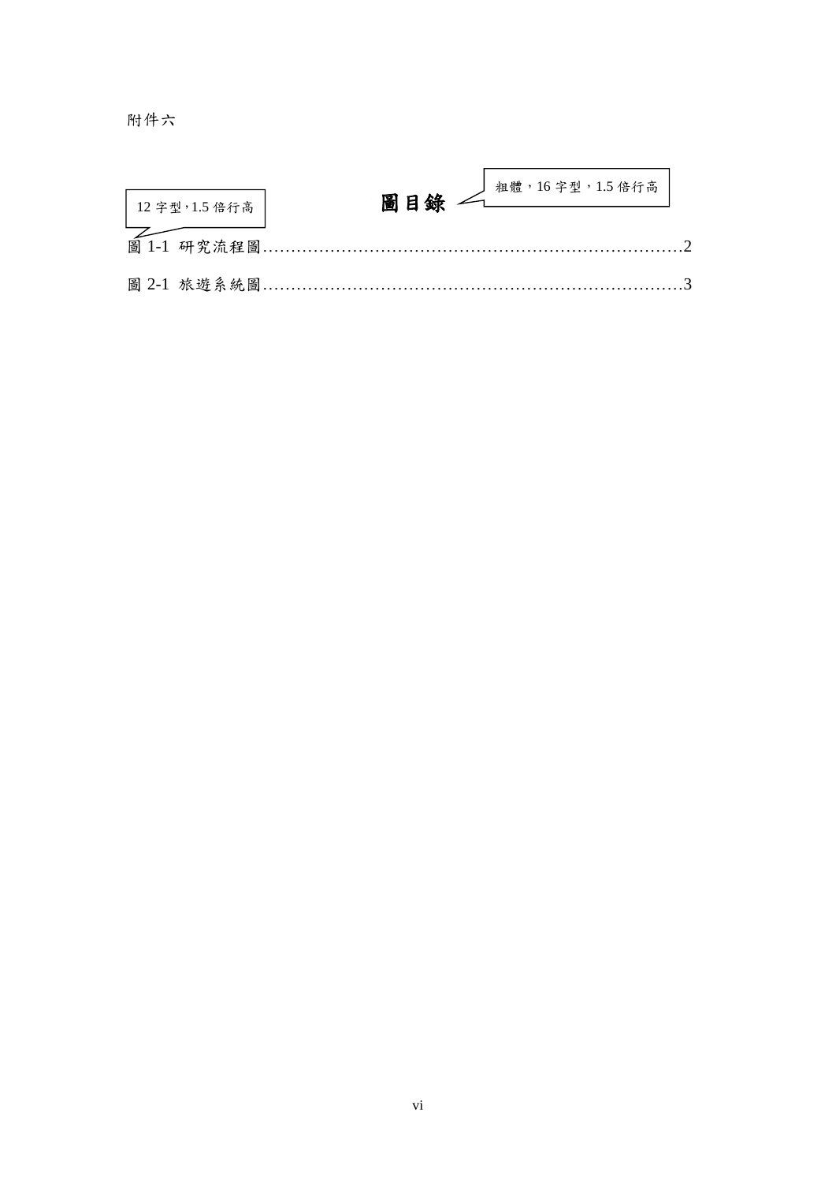附件六

12 字型,1.5 倍行高

# 圖目錄

粗體，16 字型，1.5 倍行高

圖 1-1 研究流程圖……………………………………………………………………2

圖 2-1 旅遊系統圖……………………………………………………………………3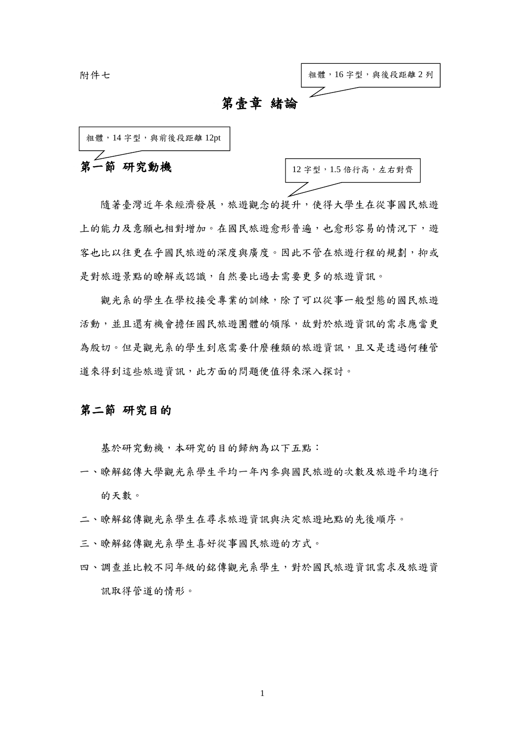附件七

粗體，16 字型，與後段距離 2 列

# 第壹章 緒論

粗體，14 字型，與前後段距離 12pt

## 第一節 研究動機

12 字型，1.5 倍行高，左右對齊

隨著臺灣近年來經濟發展，旅遊觀念的提升，使得大學生在從事國民旅遊上的能力及意願也相對增加。在國民旅遊愈形普遍，也愈形容易的情況下，遊客也比以往更在乎國民旅遊的深度與廣度。因此不管在旅遊行程的規劃，抑或是對旅遊景點的瞭解或認識，自然要比過去需要更多的旅遊資訊。

觀光系的學生在學校接受專業的訓練，除了可以從事一般型態的國民旅遊活動，並且還有機會擔任國民旅遊團體的領隊，故對於旅遊資訊的需求應當更為殷切。但是觀光系的學生到底需要什麼種類的旅遊資訊，且又是透過何種管道來得到這些旅遊資訊，此方面的問題便值得來深入探討。

## 第二節 研究目的

基於研究動機，本研究的目的歸納為以下五點：

一、瞭解銘傳大學觀光系學生平均一年內參與國民旅遊的次數及旅遊平均進行的天數。

二、瞭解銘傳觀光系學生在尋求旅遊資訊與決定旅遊地點的先後順序。

三、瞭解銘傳觀光系學生喜好從事國民旅遊的方式。

四、調查並比較不同年級的銘傳觀光系學生，對於國民旅遊資訊需求及旅遊資訊取得管道的情形。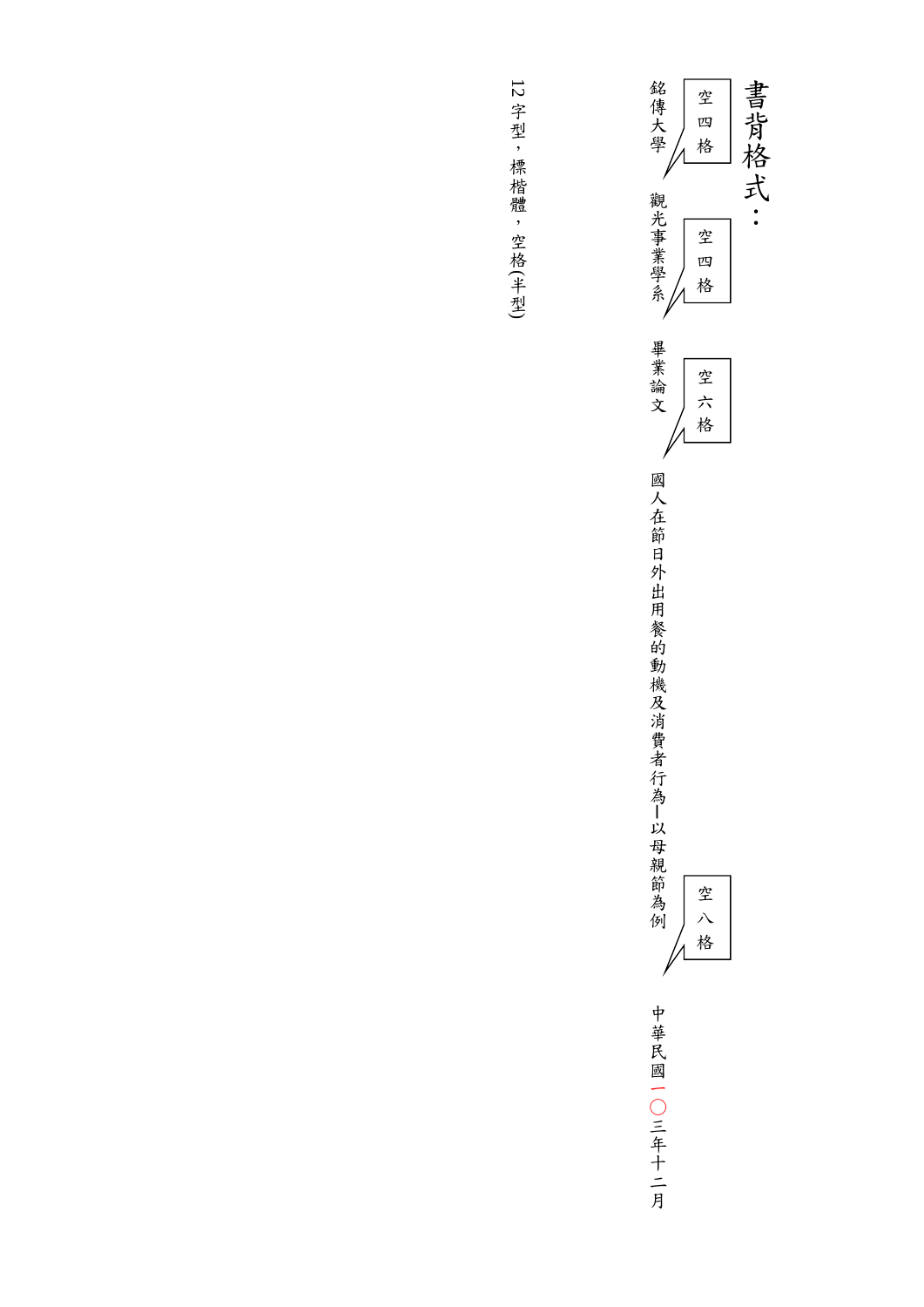# 書背格式：

空四格

銘傳大學

空四格

觀光事業學系

空六格

畢業論文

國人在節日外出用餐的動機及消費者行為—以母親節為例

空八格

中華民國一〇三年十二月

12字型，標楷體，空格(半型)